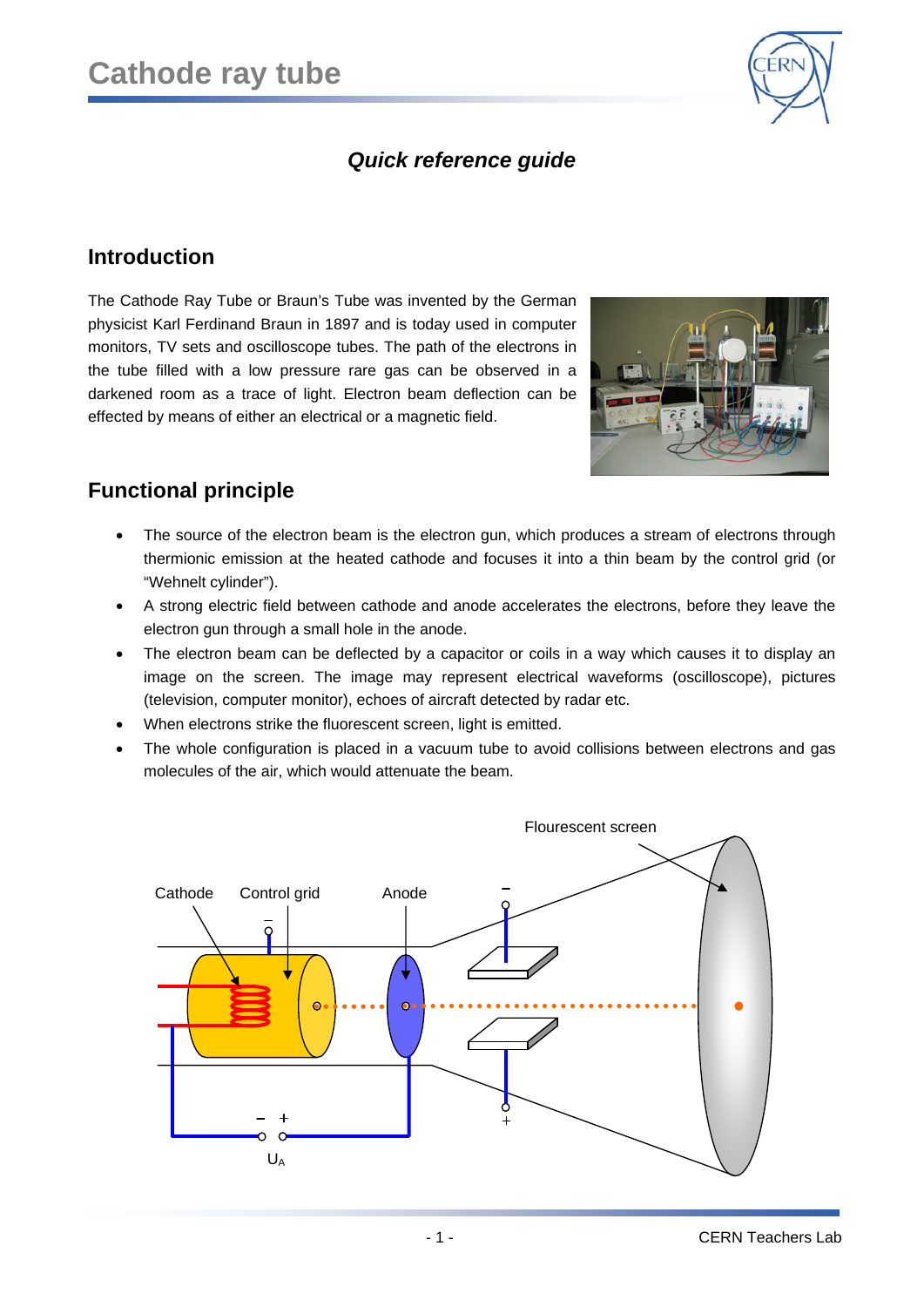# Cathode ray tube

## *Quick reference guide*

## Introduction

The Cathode Ray Tube or Braun's Tube was invented by the German physicist Karl Ferdinand Braun in 1897 and is today used in computer monitors, TV sets and oscilloscope tubes. The path of the electrons in the tube filled with a low pressure rare gas can be observed in a darkened room as a trace of light. Electron beam deflection can be effected by means of either an electrical or a magnetic field.

## Functional principle

- The source of the electron beam is the electron gun, which produces a stream of electrons through thermionic emission at the heated cathode and focuses it into a thin beam by the control grid (or "Wehnelt cylinder").
- A strong electric field between cathode and anode accelerates the electrons, before they leave the electron gun through a small hole in the anode.
- The electron beam can be deflected by a capacitor or coils in a way which causes it to display an image on the screen. The image may represent electrical waveforms (oscilloscope), pictures (television, computer monitor), echoes of aircraft detected by radar etc.
- When electrons strike the fluorescent screen, light is emitted.
- The whole configuration is placed in a vacuum tube to avoid collisions between electrons and gas molecules of the air, which would attenuate the beam.

Flourescent screen

Cathode Control grid Anode

$U_A$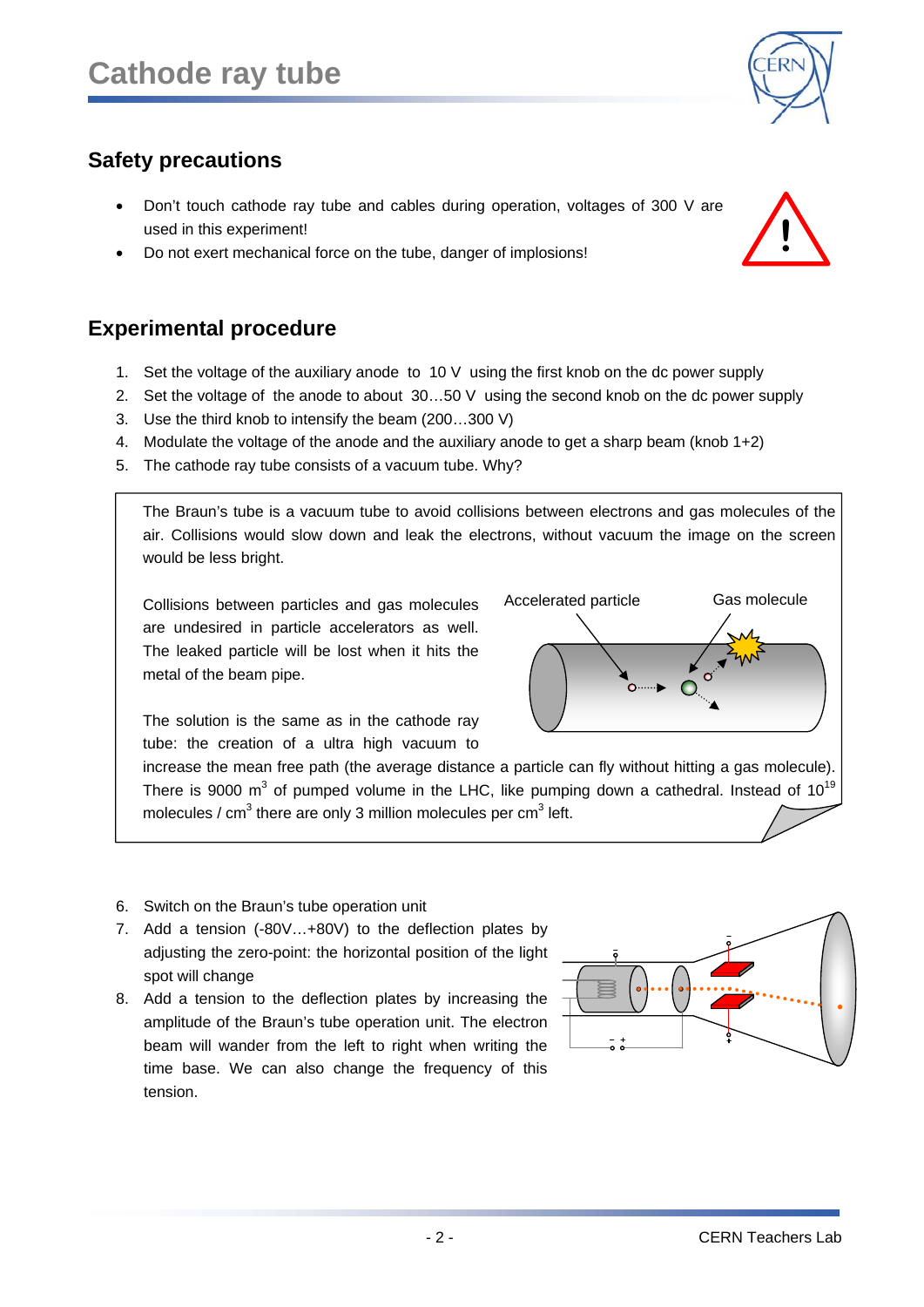## Safety precautions

- Don't touch cathode ray tube and cables during operation, voltages of 300 V are used in this experiment!
- Do not exert mechanical force on the tube, danger of implosions!

## Experimental procedure

1. Set the voltage of the auxiliary anode to 10 V using the first knob on the dc power supply
2. Set the voltage of the anode to about 30…50 V using the second knob on the dc power supply
3. Use the third knob to intensify the beam (200…300 V)
4. Modulate the voltage of the anode and the auxiliary anode to get a sharp beam (knob 1+2)
5. The cathode ray tube consists of a vacuum tube. Why?

> The Braun's tube is a vacuum tube to avoid collisions between electrons and gas molecules of the air. Collisions would slow down and leak the electrons, without vacuum the image on the screen would be less bright.
>
> Collisions between particles and gas molecules are undesired in particle accelerators as well. The leaked particle will be lost when it hits the metal of the beam pipe.
>
> Accelerated particle — Gas molecule
>
> The solution is the same as in the cathode ray tube: the creation of a ultra high vacuum to increase the mean free path (the average distance a particle can fly without hitting a gas molecule). There is 9000 $m^3$ of pumped volume in the LHC, like pumping down a cathedral. Instead of $10^{19}$ molecules / $cm^3$ there are only 3 million molecules per $cm^3$ left.

6. Switch on the Braun's tube operation unit
7. Add a tension (-80V…+80V) to the deflection plates by adjusting the zero-point: the horizontal position of the light spot will change
8. Add a tension to the deflection plates by increasing the amplitude of the Braun's tube operation unit. The electron beam will wander from the left to right when writing the time base. We can also change the frequency of this tension.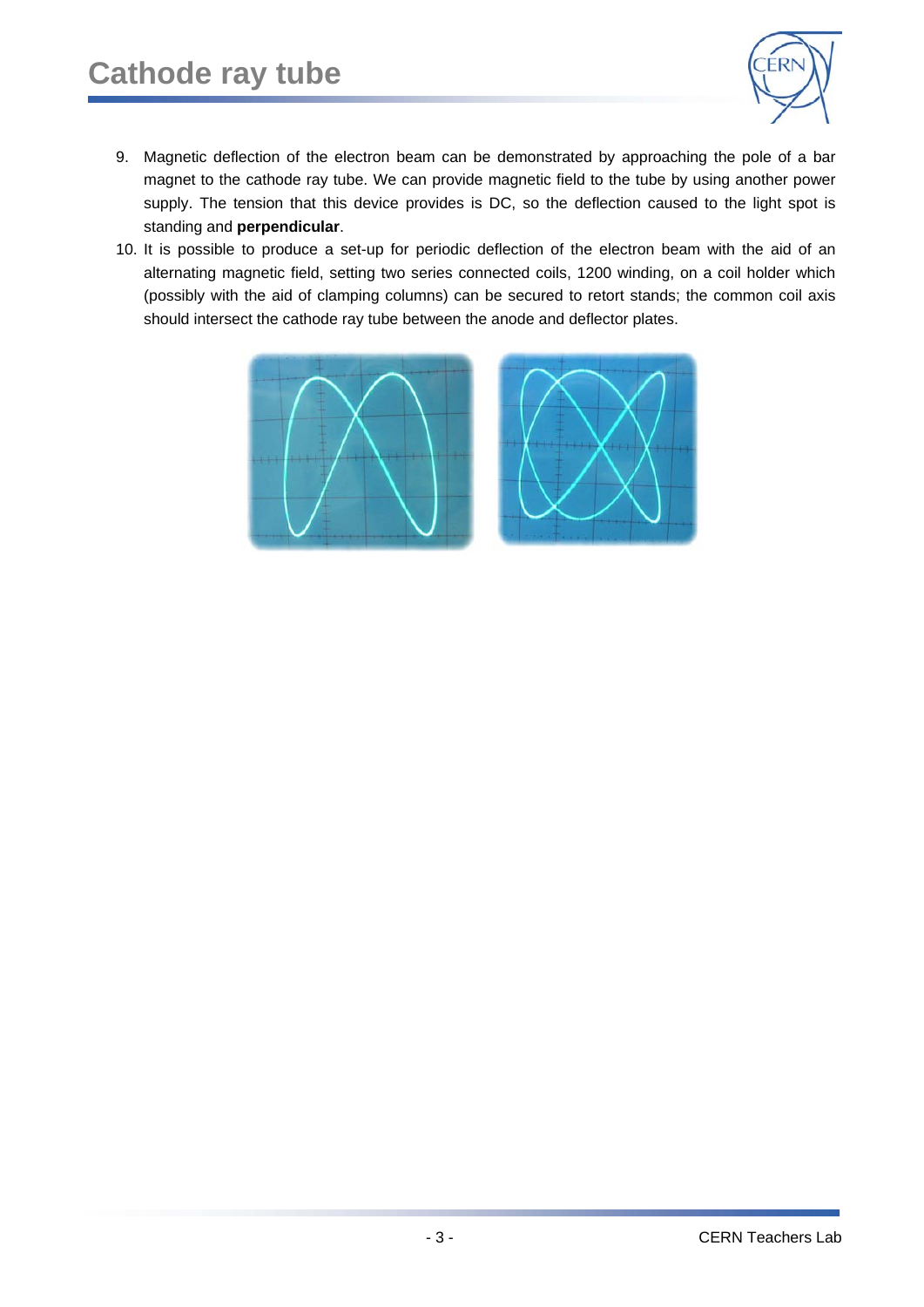9. Magnetic deflection of the electron beam can be demonstrated by approaching the pole of a bar magnet to the cathode ray tube. We can provide magnetic field to the tube by using another power supply. The tension that this device provides is DC, so the deflection caused to the light spot is standing and **perpendicular**.
10. It is possible to produce a set-up for periodic deflection of the electron beam with the aid of an alternating magnetic field, setting two series connected coils, 1200 winding, on a coil holder which (possibly with the aid of clamping columns) can be secured to retort stands; the common coil axis should intersect the cathode ray tube between the anode and deflector plates.